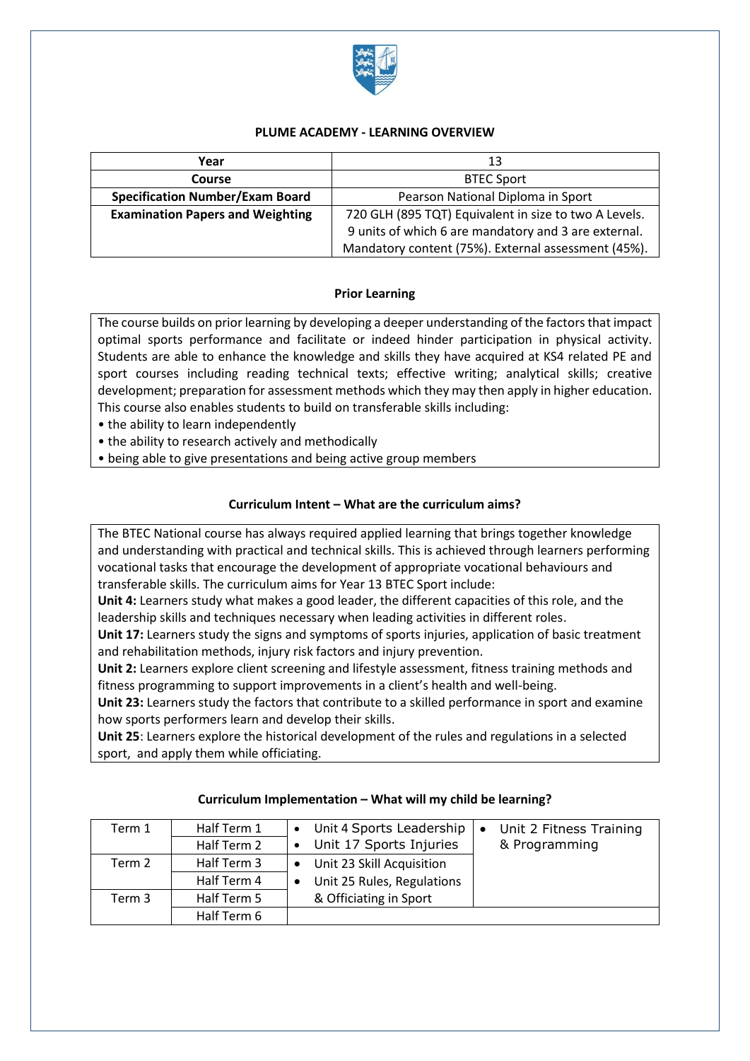# PLUME ACADEMY - LEARNING OVERVIEW

| Year | 13 |
|---|---|
| **Course** | BTEC Sport |
| **Specification Number/Exam Board** | Pearson National Diploma in Sport |
| **Examination Papers and Weighting** | 720 GLH (895 TQT) Equivalent in size to two A Levels. 9 units of which 6 are mandatory and 3 are external. Mandatory content (75%). External assessment (45%). |

## Prior Learning

The course builds on prior learning by developing a deeper understanding of the factors that impact optimal sports performance and facilitate or indeed hinder participation in physical activity. Students are able to enhance the knowledge and skills they have acquired at KS4 related PE and sport courses including reading technical texts; effective writing; analytical skills; creative development; preparation for assessment methods which they may then apply in higher education. This course also enables students to build on transferable skills including:

- the ability to learn independently
- the ability to research actively and methodically
- being able to give presentations and being active group members

## Curriculum Intent – What are the curriculum aims?

The BTEC National course has always required applied learning that brings together knowledge and understanding with practical and technical skills. This is achieved through learners performing vocational tasks that encourage the development of appropriate vocational behaviours and transferable skills. The curriculum aims for Year 13 BTEC Sport include:

**Unit 4:** Learners study what makes a good leader, the different capacities of this role, and the leadership skills and techniques necessary when leading activities in different roles.

**Unit 17:** Learners study the signs and symptoms of sports injuries, application of basic treatment and rehabilitation methods, injury risk factors and injury prevention.

**Unit 2:** Learners explore client screening and lifestyle assessment, fitness training methods and fitness programming to support improvements in a client's health and well-being.

**Unit 23:** Learners study the factors that contribute to a skilled performance in sport and examine how sports performers learn and develop their skills.

**Unit 25**: Learners explore the historical development of the rules and regulations in a selected sport, and apply them while officiating.

## Curriculum Implementation – What will my child be learning?

| Term | Half Term | | |
|---|---|---|---|
| Term 1 | Half Term 1 | • Unit 4 Sports Leadership | • Unit 2 Fitness Training & Programming |
| | Half Term 2 | • Unit 17 Sports Injuries | |
| Term 2 | Half Term 3 | • Unit 23 Skill Acquisition | |
| | Half Term 4 | • Unit 25 Rules, Regulations & Officiating in Sport | |
| Term 3 | Half Term 5 | | |
| | Half Term 6 | | |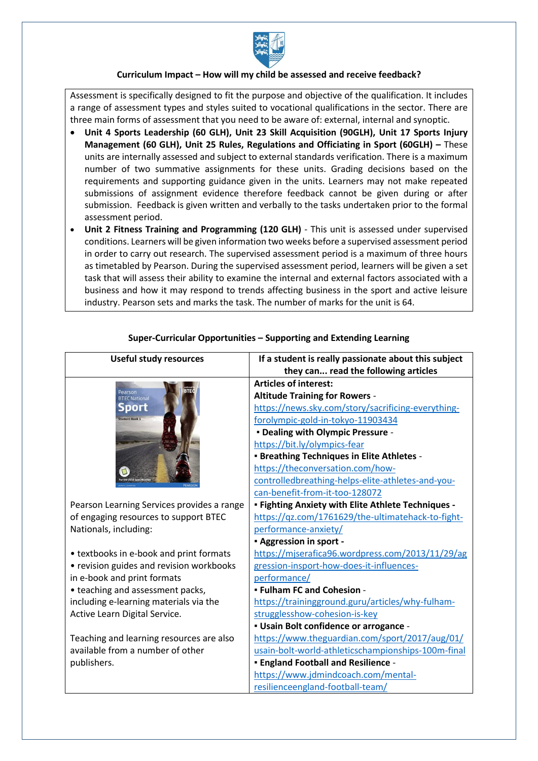**Curriculum Impact – How will my child be assessed and receive feedback?**

Assessment is specifically designed to fit the purpose and objective of the qualification. It includes a range of assessment types and styles suited to vocational qualifications in the sector. There are three main forms of assessment that you need to be aware of: external, internal and synoptic.

- **Unit 4 Sports Leadership (60 GLH), Unit 23 Skill Acquisition (90GLH), Unit 17 Sports Injury Management (60 GLH), Unit 25 Rules, Regulations and Officiating in Sport (60GLH) –** These units are internally assessed and subject to external standards verification. There is a maximum number of two summative assignments for these units. Grading decisions based on the requirements and supporting guidance given in the units. Learners may not make repeated submissions of assignment evidence therefore feedback cannot be given during or after submission. Feedback is given written and verbally to the tasks undertaken prior to the formal assessment period.
- **Unit 2 Fitness Training and Programming (120 GLH)** - This unit is assessed under supervised conditions. Learners will be given information two weeks before a supervised assessment period in order to carry out research. The supervised assessment period is a maximum of three hours as timetabled by Pearson. During the supervised assessment period, learners will be given a set task that will assess their ability to examine the internal and external factors associated with a business and how it may respond to trends affecting business in the sport and active leisure industry. Pearson sets and marks the task. The number of marks for the unit is 64.

**Super-Curricular Opportunities – Supporting and Extending Learning**

| Useful study resources | If a student is really passionate about this subject they can... read the following articles |
|---|---|
| Pearson BTEC National Sport Student Book 1<br><br>Pearson Learning Services provides a range of engaging resources to support BTEC Nationals, including:<br><br>• textbooks in e-book and print formats<br>• revision guides and revision workbooks in e-book and print formats<br>• teaching and assessment packs, including e-learning materials via the Active Learn Digital Service.<br><br>Teaching and learning resources are also available from a number of other publishers. | **Articles of interest:**<br>**Altitude Training for Rowers** - https://news.sky.com/story/sacrificing-everything-forolympic-gold-in-tokyo-11903434<br>▪ **Dealing with Olympic Pressure** - https://bit.ly/olympics-fear<br>▪ **Breathing Techniques in Elite Athletes** - https://theconversation.com/how-controlledbreathing-helps-elite-athletes-and-you-can-benefit-from-it-too-128072<br>▪ **Fighting Anxiety with Elite Athlete Techniques -** https://qz.com/1761629/the-ultimatehack-to-fight-performance-anxiety/<br>▪ **Aggression in sport -** https://mjserafica96.wordpress.com/2013/11/29/aggression-insport-how-does-it-influences-performance/<br>▪ **Fulham FC and Cohesion** - https://trainingground.guru/articles/why-fulham-strugglesshow-cohesion-is-key<br>▪ **Usain Bolt confidence or arrogance** - https://www.theguardian.com/sport/2017/aug/01/usain-bolt-world-athleticschampionships-100m-final<br>▪ **England Football and Resilience** - https://www.jdmindcoach.com/mental-resilienceengland-football-team/ |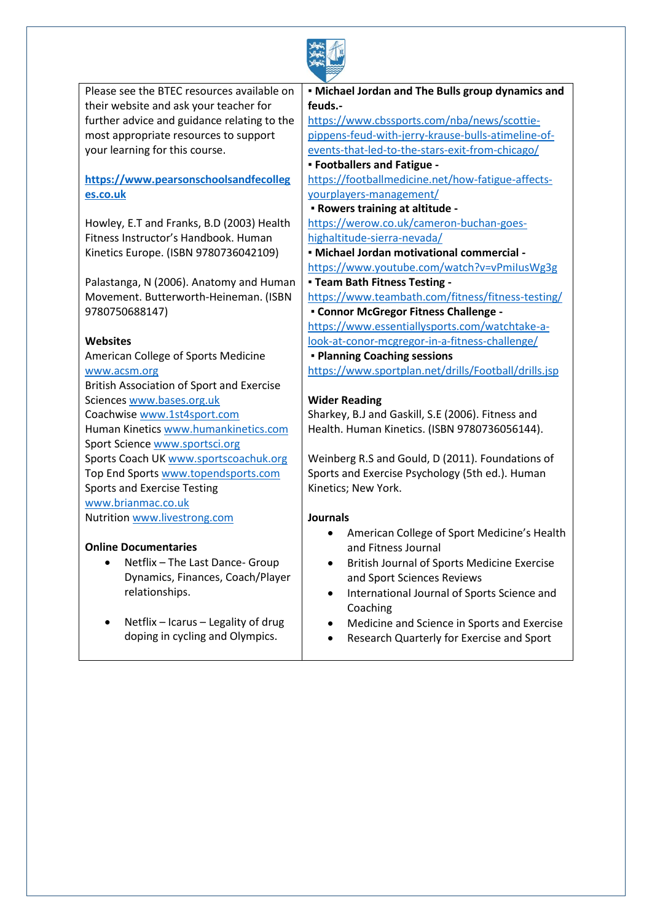Please see the BTEC resources available on their website and ask your teacher for further advice and guidance relating to the most appropriate resources to support your learning for this course.

**https://www.pearsonschoolsandfecolleges.co.uk**

Howley, E.T and Franks, B.D (2003) Health Fitness Instructor's Handbook. Human Kinetics Europe. (ISBN 9780736042109)

Palastanga, N (2006). Anatomy and Human Movement. Butterworth-Heineman. (ISBN 9780750688147)

**Websites**

American College of Sports Medicine www.acsm.org
British Association of Sport and Exercise Sciences www.bases.org.uk
Coachwise www.1st4sport.com
Human Kinetics www.humankinetics.com
Sport Science www.sportsci.org
Sports Coach UK www.sportscoachuk.org
Top End Sports www.topendsports.com
Sports and Exercise Testing www.brianmac.co.uk
Nutrition www.livestrong.com

**Online Documentaries**

- Netflix – The Last Dance- Group Dynamics, Finances, Coach/Player relationships.
- Netflix – Icarus – Legality of drug doping in cycling and Olympics.

▪ **Michael Jordan and The Bulls group dynamics and feuds.-** https://www.cbssports.com/nba/news/scottie-pippens-feud-with-jerry-krause-bulls-atimeline-of-events-that-led-to-the-stars-exit-from-chicago/

▪ **Footballers and Fatigue -** https://footballmedicine.net/how-fatigue-affects-yourplayers-management/

▪ **Rowers training at altitude -** https://werow.co.uk/cameron-buchan-goes-highaltitude-sierra-nevada/

▪ **Michael Jordan motivational commercial -** https://www.youtube.com/watch?v=vPmilusWg3g

▪ **Team Bath Fitness Testing -** https://www.teambath.com/fitness/fitness-testing/

▪ **Connor McGregor Fitness Challenge -** https://www.essentiallysports.com/watchtake-a-look-at-conor-mcgregor-in-a-fitness-challenge/

▪ **Planning Coaching sessions** https://www.sportplan.net/drills/Football/drills.jsp

**Wider Reading**

Sharkey, B.J and Gaskill, S.E (2006). Fitness and Health. Human Kinetics. (ISBN 9780736056144).

Weinberg R.S and Gould, D (2011). Foundations of Sports and Exercise Psychology (5th ed.). Human Kinetics; New York.

**Journals**

- American College of Sport Medicine's Health and Fitness Journal
- British Journal of Sports Medicine Exercise and Sport Sciences Reviews
- International Journal of Sports Science and Coaching
- Medicine and Science in Sports and Exercise
- Research Quarterly for Exercise and Sport